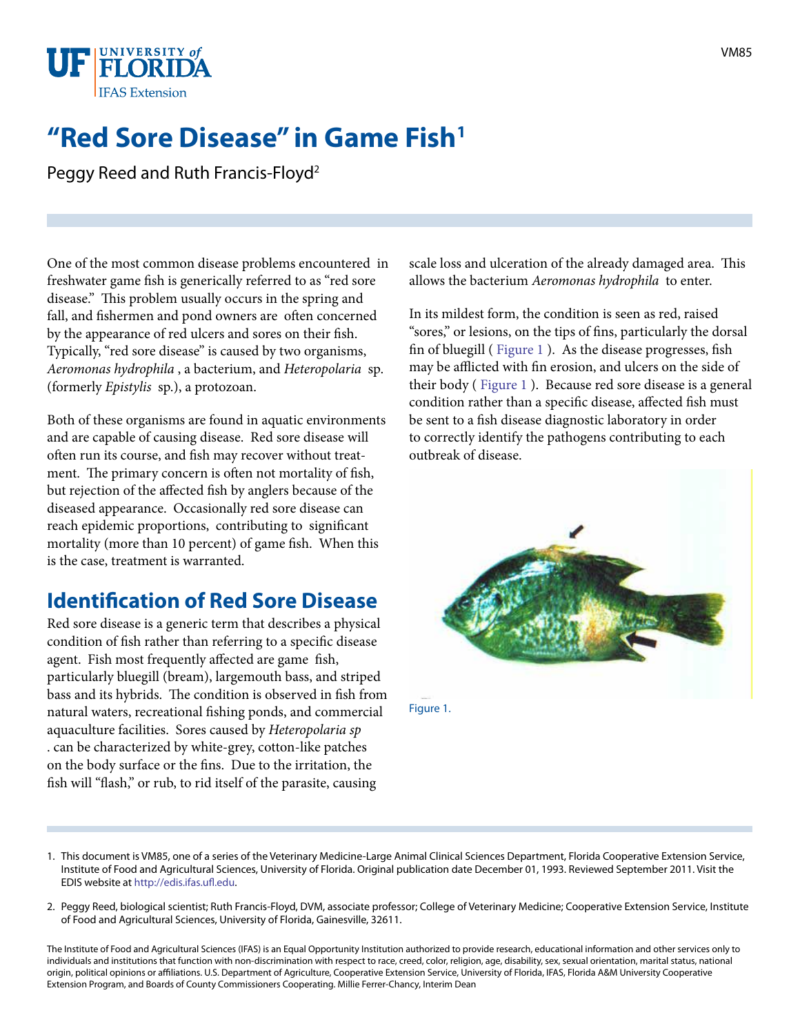# "Red Sore Disease" in Game Fish[1]

Peggy Reed and Ruth Francis-Floyd[2]

One of the most common disease problems encountered in freshwater game fish is generically referred to as "red sore disease." This problem usually occurs in the spring and fall, and fishermen and pond owners are often concerned by the appearance of red ulcers and sores on their fish. Typically, "red sore disease" is caused by two organisms, *Aeromonas hydrophila*, a bacterium, and *Heteropolaria* sp. (formerly *Epistylis* sp.), a protozoan.

Both of these organisms are found in aquatic environments and are capable of causing disease. Red sore disease will often run its course, and fish may recover without treatment. The primary concern is often not mortality of fish, but rejection of the affected fish by anglers because of the diseased appearance. Occasionally red sore disease can reach epidemic proportions, contributing to significant mortality (more than 10 percent) of game fish. When this is the case, treatment is warranted.

## Identification of Red Sore Disease

Red sore disease is a generic term that describes a physical condition of fish rather than referring to a specific disease agent. Fish most frequently affected are game fish, particularly bluegill (bream), largemouth bass, and striped bass and its hybrids. The condition is observed in fish from natural waters, recreational fishing ponds, and commercial aquaculture facilities. Sores caused by *Heteropolaria sp*. can be characterized by white-grey, cotton-like patches on the body surface or the fins. Due to the irritation, the fish will "flash," or rub, to rid itself of the parasite, causing scale loss and ulceration of the already damaged area. This allows the bacterium *Aeromonas hydrophila* to enter.

In its mildest form, the condition is seen as red, raised "sores," or lesions, on the tips of fins, particularly the dorsal fin of bluegill ( Figure 1 ). As the disease progresses, fish may be afflicted with fin erosion, and ulcers on the side of their body ( Figure 1 ). Because red sore disease is a general condition rather than a specific disease, affected fish must be sent to a fish disease diagnostic laboratory in order to correctly identify the pathogens contributing to each outbreak of disease.

Figure 1.

1. This document is VM85, one of a series of the Veterinary Medicine-Large Animal Clinical Sciences Department, Florida Cooperative Extension Service, Institute of Food and Agricultural Sciences, University of Florida. Original publication date December 01, 1993. Reviewed September 2011. Visit the EDIS website at http://edis.ifas.ufl.edu.

2. Peggy Reed, biological scientist; Ruth Francis-Floyd, DVM, associate professor; College of Veterinary Medicine; Cooperative Extension Service, Institute of Food and Agricultural Sciences, University of Florida, Gainesville, 32611.

The Institute of Food and Agricultural Sciences (IFAS) is an Equal Opportunity Institution authorized to provide research, educational information and other services only to individuals and institutions that function with non-discrimination with respect to race, creed, color, religion, age, disability, sex, sexual orientation, marital status, national origin, political opinions or affiliations. U.S. Department of Agriculture, Cooperative Extension Service, University of Florida, IFAS, Florida A&M University Cooperative Extension Program, and Boards of County Commissioners Cooperating. Millie Ferrer-Chancy, Interim Dean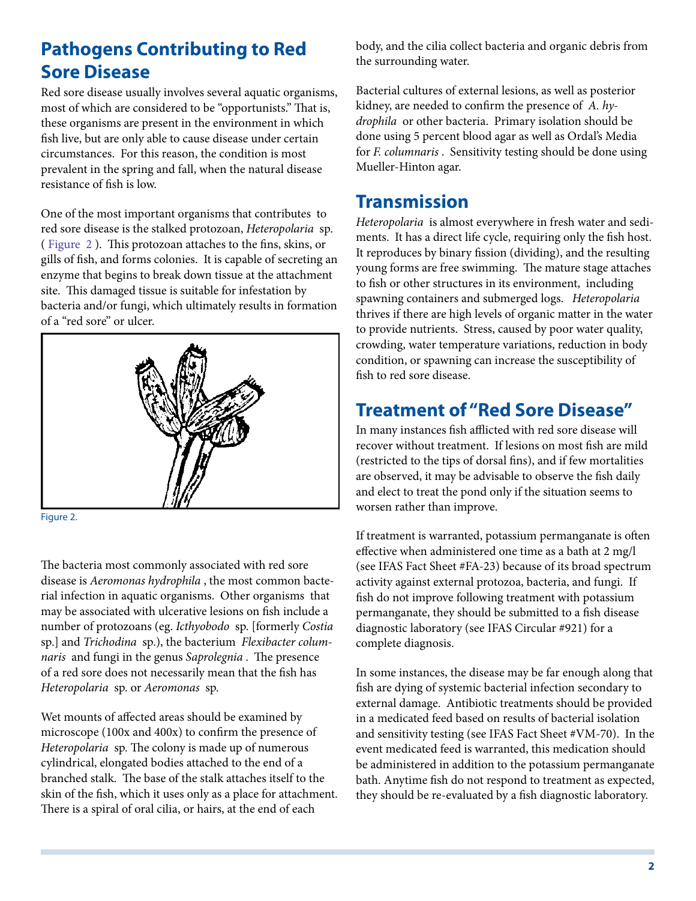## Pathogens Contributing to Red Sore Disease

Red sore disease usually involves several aquatic organisms, most of which are considered to be "opportunists." That is, these organisms are present in the environment in which fish live, but are only able to cause disease under certain circumstances. For this reason, the condition is most prevalent in the spring and fall, when the natural disease resistance of fish is low.

One of the most important organisms that contributes to red sore disease is the stalked protozoan, *Heteropolaria* sp. ( Figure 2 ). This protozoan attaches to the fins, skins, or gills of fish, and forms colonies. It is capable of secreting an enzyme that begins to break down tissue at the attachment site. This damaged tissue is suitable for infestation by bacteria and/or fungi, which ultimately results in formation of a "red sore" or ulcer.

Figure 2.

The bacteria most commonly associated with red sore disease is *Aeromonas hydrophila* , the most common bacterial infection in aquatic organisms. Other organisms that may be associated with ulcerative lesions on fish include a number of protozoans (eg. *Icthyobodo* sp. [formerly *Costia* sp.] and *Trichodina* sp.), the bacterium *Flexibacter columnaris* and fungi in the genus *Saprolegnia* . The presence of a red sore does not necessarily mean that the fish has *Heteropolaria* sp. or *Aeromonas* sp.

Wet mounts of affected areas should be examined by microscope (100x and 400x) to confirm the presence of *Heteropolaria* sp. The colony is made up of numerous cylindrical, elongated bodies attached to the end of a branched stalk. The base of the stalk attaches itself to the skin of the fish, which it uses only as a place for attachment. There is a spiral of oral cilia, or hairs, at the end of each body, and the cilia collect bacteria and organic debris from the surrounding water.

Bacterial cultures of external lesions, as well as posterior kidney, are needed to confirm the presence of *A. hydrophila* or other bacteria. Primary isolation should be done using 5 percent blood agar as well as Ordal's Media for *F. columnaris* . Sensitivity testing should be done using Mueller-Hinton agar.

## Transmission

*Heteropolaria* is almost everywhere in fresh water and sediments. It has a direct life cycle, requiring only the fish host. It reproduces by binary fission (dividing), and the resulting young forms are free swimming. The mature stage attaches to fish or other structures in its environment, including spawning containers and submerged logs. *Heteropolaria* thrives if there are high levels of organic matter in the water to provide nutrients. Stress, caused by poor water quality, crowding, water temperature variations, reduction in body condition, or spawning can increase the susceptibility of fish to red sore disease.

## Treatment of "Red Sore Disease"

In many instances fish afflicted with red sore disease will recover without treatment. If lesions on most fish are mild (restricted to the tips of dorsal fins), and if few mortalities are observed, it may be advisable to observe the fish daily and elect to treat the pond only if the situation seems to worsen rather than improve.

If treatment is warranted, potassium permanganate is often effective when administered one time as a bath at 2 mg/l (see IFAS Fact Sheet #FA-23) because of its broad spectrum activity against external protozoa, bacteria, and fungi. If fish do not improve following treatment with potassium permanganate, they should be submitted to a fish disease diagnostic laboratory (see IFAS Circular #921) for a complete diagnosis.

In some instances, the disease may be far enough along that fish are dying of systemic bacterial infection secondary to external damage. Antibiotic treatments should be provided in a medicated feed based on results of bacterial isolation and sensitivity testing (see IFAS Fact Sheet #VM-70). In the event medicated feed is warranted, this medication should be administered in addition to the potassium permanganate bath. Anytime fish do not respond to treatment as expected, they should be re-evaluated by a fish diagnostic laboratory.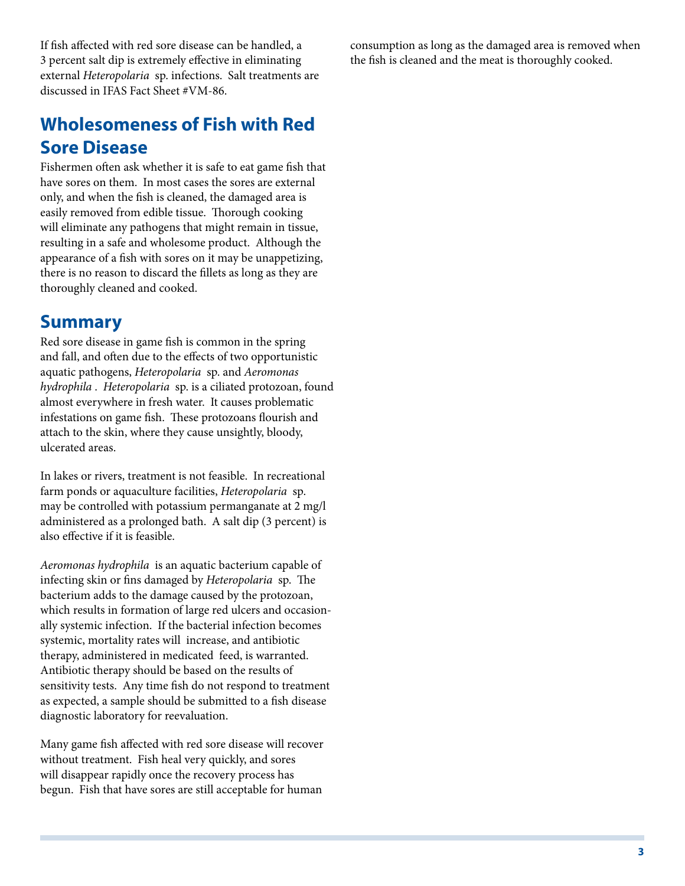If fish affected with red sore disease can be handled, a 3 percent salt dip is extremely effective in eliminating external *Heteropolaria* sp. infections. Salt treatments are discussed in IFAS Fact Sheet #VM-86.

## Wholesomeness of Fish with Red Sore Disease

Fishermen often ask whether it is safe to eat game fish that have sores on them. In most cases the sores are external only, and when the fish is cleaned, the damaged area is easily removed from edible tissue. Thorough cooking will eliminate any pathogens that might remain in tissue, resulting in a safe and wholesome product. Although the appearance of a fish with sores on it may be unappetizing, there is no reason to discard the fillets as long as they are thoroughly cleaned and cooked.

## Summary

Red sore disease in game fish is common in the spring and fall, and often due to the effects of two opportunistic aquatic pathogens, *Heteropolaria* sp. and *Aeromonas hydrophila*. *Heteropolaria* sp. is a ciliated protozoan, found almost everywhere in fresh water. It causes problematic infestations on game fish. These protozoans flourish and attach to the skin, where they cause unsightly, bloody, ulcerated areas.

In lakes or rivers, treatment is not feasible. In recreational farm ponds or aquaculture facilities, *Heteropolaria* sp. may be controlled with potassium permanganate at 2 mg/l administered as a prolonged bath. A salt dip (3 percent) is also effective if it is feasible.

*Aeromonas hydrophila* is an aquatic bacterium capable of infecting skin or fins damaged by *Heteropolaria* sp. The bacterium adds to the damage caused by the protozoan, which results in formation of large red ulcers and occasionally systemic infection. If the bacterial infection becomes systemic, mortality rates will increase, and antibiotic therapy, administered in medicated feed, is warranted. Antibiotic therapy should be based on the results of sensitivity tests. Any time fish do not respond to treatment as expected, a sample should be submitted to a fish disease diagnostic laboratory for reevaluation.

Many game fish affected with red sore disease will recover without treatment. Fish heal very quickly, and sores will disappear rapidly once the recovery process has begun. Fish that have sores are still acceptable for human consumption as long as the damaged area is removed when the fish is cleaned and the meat is thoroughly cooked.